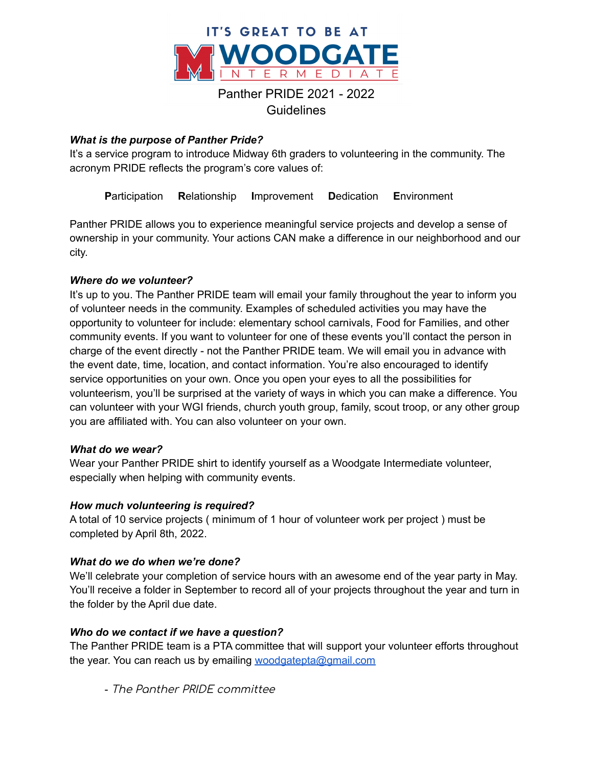IT'S GREAT TO BE AT

# WOODGATE INTERMEDIATE

## Panther PRIDE 2021 - 2022 Guidelines

***What is the purpose of Panther Pride?***

It's a service program to introduce Midway 6th graders to volunteering in the community. The acronym PRIDE reflects the program's core values of:

**P**articipation **R**elationship **I**mprovement **D**edication **E**nvironment

Panther PRIDE allows you to experience meaningful service projects and develop a sense of ownership in your community. Your actions CAN make a difference in our neighborhood and our city.

***Where do we volunteer?***

It's up to you. The Panther PRIDE team will email your family throughout the year to inform you of volunteer needs in the community. Examples of scheduled activities you may have the opportunity to volunteer for include: elementary school carnivals, Food for Families, and other community events. If you want to volunteer for one of these events you'll contact the person in charge of the event directly - not the Panther PRIDE team. We will email you in advance with the event date, time, location, and contact information. You're also encouraged to identify service opportunities on your own. Once you open your eyes to all the possibilities for volunteerism, you'll be surprised at the variety of ways in which you can make a difference. You can volunteer with your WGI friends, church youth group, family, scout troop, or any other group you are affiliated with. You can also volunteer on your own.

***What do we wear?***

Wear your Panther PRIDE shirt to identify yourself as a Woodgate Intermediate volunteer, especially when helping with community events.

***How much volunteering is required?***

A total of 10 service projects ( minimum of 1 hour of volunteer work per project ) must be completed by April 8th, 2022.

***What do we do when we're done?***

We'll celebrate your completion of service hours with an awesome end of the year party in May. You'll receive a folder in September to record all of your projects throughout the year and turn in the folder by the April due date.

***Who do we contact if we have a question?***

The Panther PRIDE team is a PTA committee that will support your volunteer efforts throughout the year. You can reach us by emailing woodgatepta@gmail.com

*- The Panther PRIDE committee*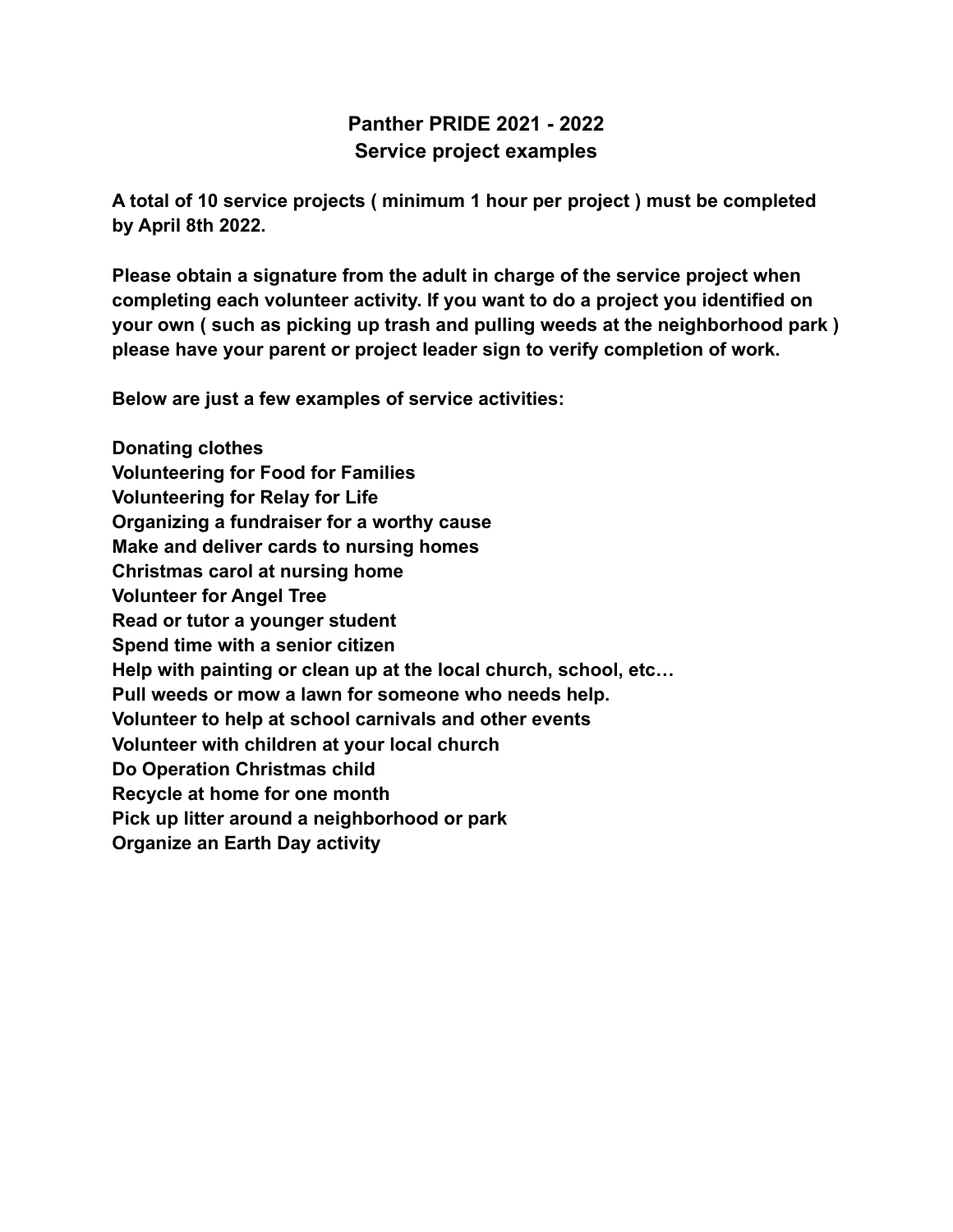## Panther PRIDE 2021 - 2022
## Service project examples

**A total of 10 service projects ( minimum 1 hour per project ) must be completed by April 8th 2022.**

**Please obtain a signature from the adult in charge of the service project when completing each volunteer activity. If you want to do a project you identified on your own ( such as picking up trash and pulling weeds at the neighborhood park ) please have your parent or project leader sign to verify completion of work.**

**Below are just a few examples of service activities:**

**Donating clothes**
**Volunteering for Food for Families**
**Volunteering for Relay for Life**
**Organizing a fundraiser for a worthy cause**
**Make and deliver cards to nursing homes**
**Christmas carol at nursing home**
**Volunteer for Angel Tree**
**Read or tutor a younger student**
**Spend time with a senior citizen**
**Help with painting or clean up at the local church, school, etc…**
**Pull weeds or mow a lawn for someone who needs help.**
**Volunteer to help at school carnivals and other events**
**Volunteer with children at your local church**
**Do Operation Christmas child**
**Recycle at home for one month**
**Pick up litter around a neighborhood or park**
**Organize an Earth Day activity**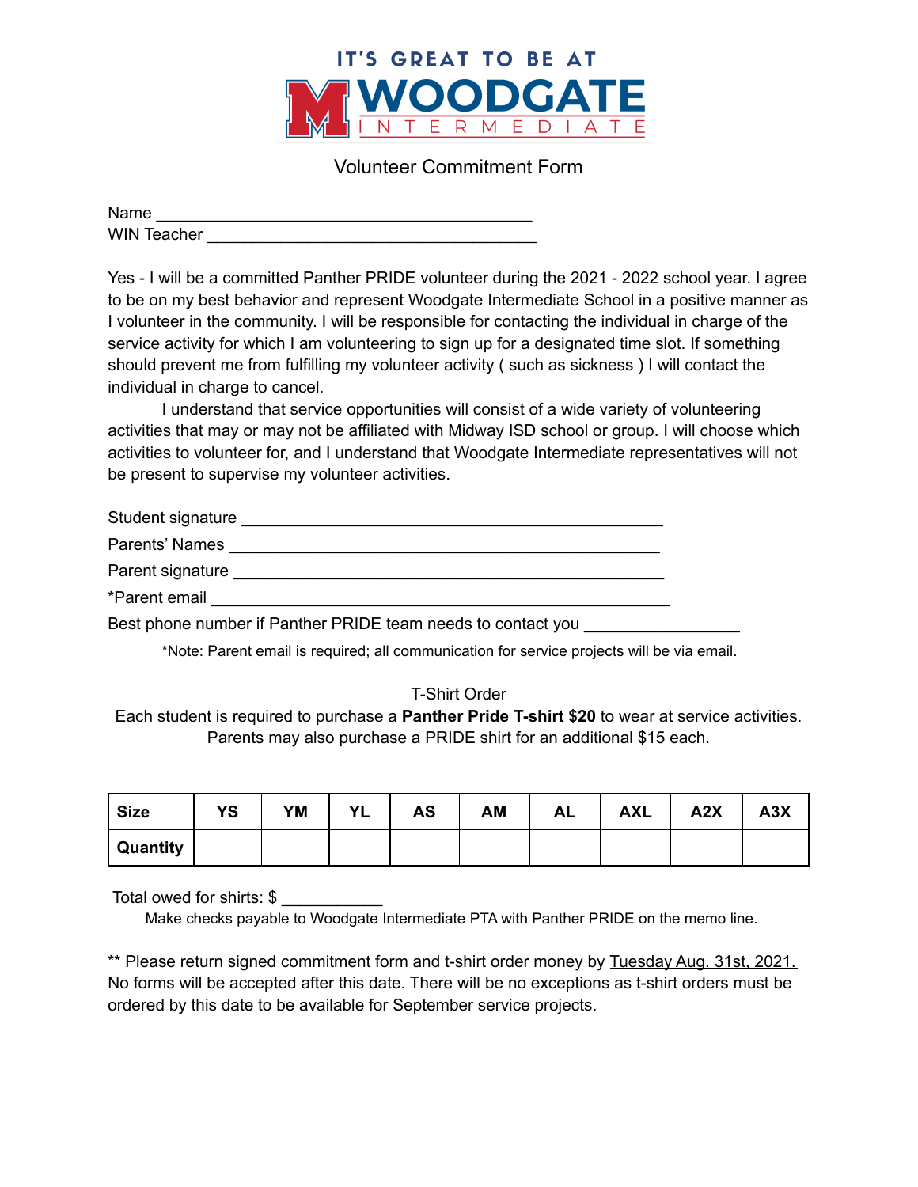IT'S GREAT TO BE AT

# WOODGATE INTERMEDIATE

## Volunteer Commitment Form

Name ___________________________________________

WIN Teacher ______________________________________

Yes - I will be a committed Panther PRIDE volunteer during the 2021 - 2022 school year. I agree to be on my best behavior and represent Woodgate Intermediate School in a positive manner as I volunteer in the community. I will be responsible for contacting the individual in charge of the service activity for which I am volunteering to sign up for a designated time slot. If something should prevent me from fulfilling my volunteer activity ( such as sickness ) I will contact the individual in charge to cancel.

I understand that service opportunities will consist of a wide variety of volunteering activities that may or may not be affiliated with Midway ISD school or group. I will choose which activities to volunteer for, and I understand that Woodgate Intermediate representatives will not be present to supervise my volunteer activities.

Student signature ________________________________________________

Parents' Names _________________________________________________

Parent signature ________________________________________________

*Parent email ____________________________________________________

Best phone number if Panther PRIDE team needs to contact you ________________

*Note: Parent email is required; all communication for service projects will be via email.

T-Shirt Order

Each student is required to purchase a **Panther Pride T-shirt $20** to wear at service activities. Parents may also purchase a PRIDE shirt for an additional $15 each.

| Size | YS | YM | YL | AS | AM | AL | AXL | A2X | A3X |
|---|---|---|---|---|---|---|---|---|---|
| Quantity | | | | | | | | | |

Total owed for shirts: $ ___________

Make checks payable to Woodgate Intermediate PTA with Panther PRIDE on the memo line.

** Please return signed commitment form and t-shirt order money by Tuesday Aug. 31st, 2021. No forms will be accepted after this date. There will be no exceptions as t-shirt orders must be ordered by this date to be available for September service projects.